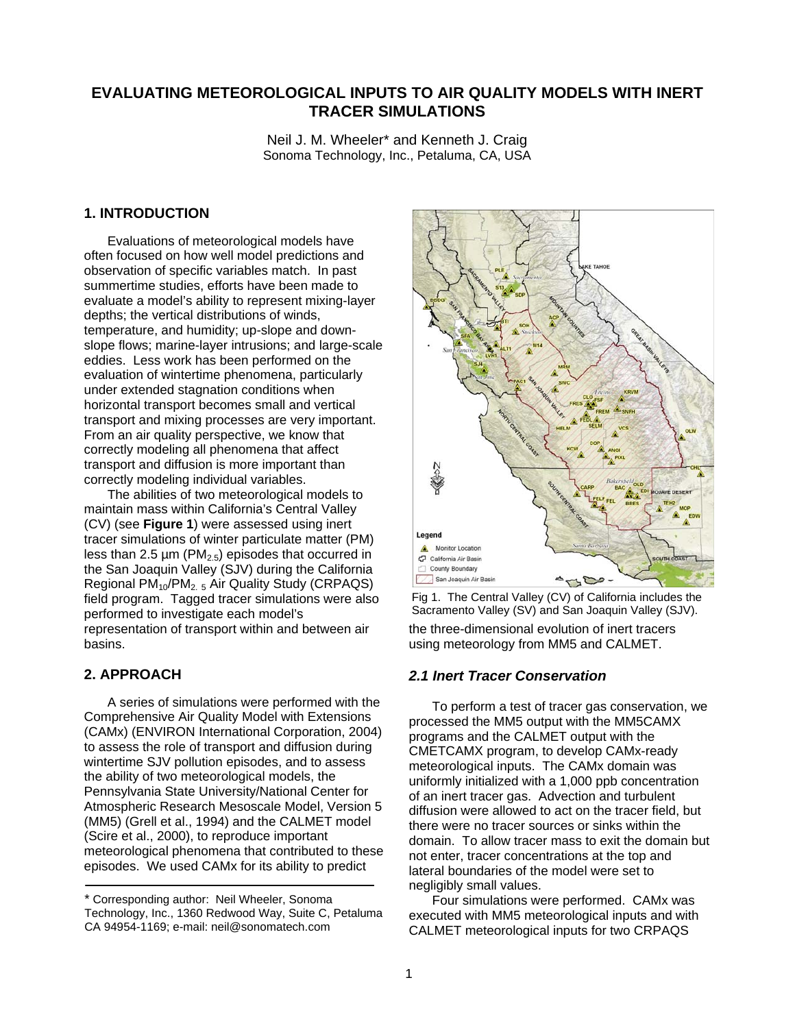# EVALUATING METEOROLOGICAL INPUTS TO AIR QUALITY MODELS WITH INERT TRACER SIMULATIONS

Neil J. M. Wheeler* and Kenneth J. Craig
Sonoma Technology, Inc., Petaluma, CA, USA

## 1. INTRODUCTION

Evaluations of meteorological models have often focused on how well model predictions and observation of specific variables match. In past summertime studies, efforts have been made to evaluate a model's ability to represent mixing-layer depths; the vertical distributions of winds, temperature, and humidity; up-slope and down-slope flows; marine-layer intrusions; and large-scale eddies. Less work has been performed on the evaluation of wintertime phenomena, particularly under extended stagnation conditions when horizontal transport becomes small and vertical transport and mixing processes are very important. From an air quality perspective, we know that correctly modeling all phenomena that affect transport and diffusion is more important than correctly modeling individual variables.

The abilities of two meteorological models to maintain mass within California's Central Valley (CV) (see **Figure 1**) were assessed using inert tracer simulations of winter particulate matter (PM) less than 2.5 µm ($PM_{2.5}$) episodes that occurred in the San Joaquin Valley (SJV) during the California Regional $PM_{10}$/$PM_{2.5}$ Air Quality Study (CRPAQS) field program. Tagged tracer simulations were also performed to investigate each model's representation of transport within and between air basins.

Fig 1. The Central Valley (CV) of California includes the Sacramento Valley (SV) and San Joaquin Valley (SJV).

## 2. APPROACH

A series of simulations were performed with the Comprehensive Air Quality Model with Extensions (CAMx) (ENVIRON International Corporation, 2004) to assess the role of transport and diffusion during wintertime SJV pollution episodes, and to assess the ability of two meteorological models, the Pennsylvania State University/National Center for Atmospheric Research Mesoscale Model, Version 5 (MM5) (Grell et al., 1994) and the CALMET model (Scire et al., 2000), to reproduce important meteorological phenomena that contributed to these episodes. We used CAMx for its ability to predict the three-dimensional evolution of inert tracers using meteorology from MM5 and CALMET.

### *2.1 Inert Tracer Conservation*

To perform a test of tracer gas conservation, we processed the MM5 output with the MM5CAMX programs and the CALMET output with the CMETCAMX program, to develop CAMx-ready meteorological inputs. The CAMx domain was uniformly initialized with a 1,000 ppb concentration of an inert tracer gas. Advection and turbulent diffusion were allowed to act on the tracer field, but there were no tracer sources or sinks within the domain. To allow tracer mass to exit the domain but not enter, tracer concentrations at the top and lateral boundaries of the model were set to negligibly small values.

Four simulations were performed. CAMx was executed with MM5 meteorological inputs and with CALMET meteorological inputs for two CRPAQS

---

* Corresponding author: Neil Wheeler, Sonoma Technology, Inc., 1360 Redwood Way, Suite C, Petaluma CA 94954-1169; e-mail: neil@sonomatech.com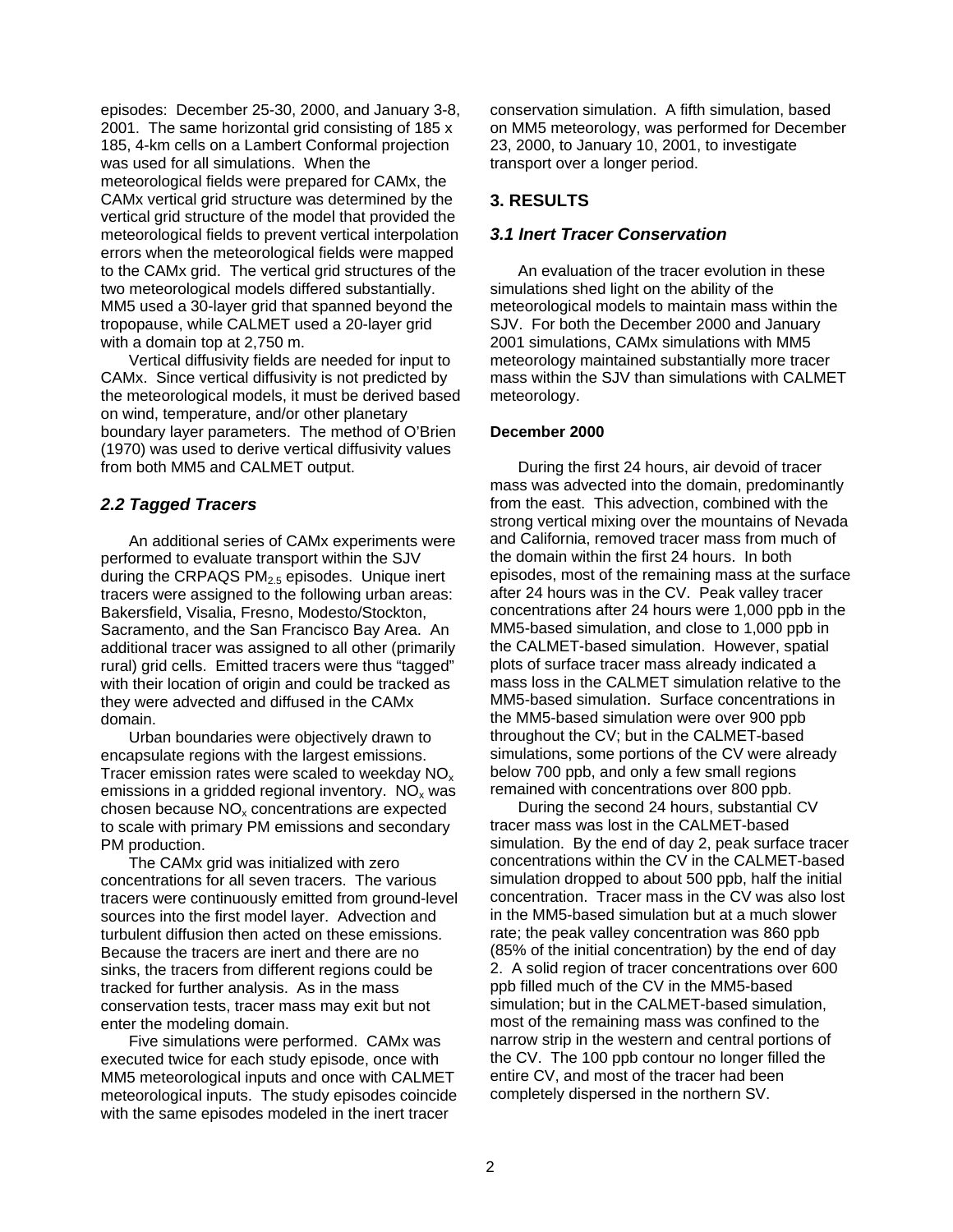episodes: December 25-30, 2000, and January 3-8, 2001. The same horizontal grid consisting of 185 x 185, 4-km cells on a Lambert Conformal projection was used for all simulations. When the meteorological fields were prepared for CAMx, the CAMx vertical grid structure was determined by the vertical grid structure of the model that provided the meteorological fields to prevent vertical interpolation errors when the meteorological fields were mapped to the CAMx grid. The vertical grid structures of the two meteorological models differed substantially. MM5 used a 30-layer grid that spanned beyond the tropopause, while CALMET used a 20-layer grid with a domain top at 2,750 m.

Vertical diffusivity fields are needed for input to CAMx. Since vertical diffusivity is not predicted by the meteorological models, it must be derived based on wind, temperature, and/or other planetary boundary layer parameters. The method of O'Brien (1970) was used to derive vertical diffusivity values from both MM5 and CALMET output.

## *2.2 Tagged Tracers*

An additional series of CAMx experiments were performed to evaluate transport within the SJV during the CRPAQS $PM_{2.5}$ episodes. Unique inert tracers were assigned to the following urban areas: Bakersfield, Visalia, Fresno, Modesto/Stockton, Sacramento, and the San Francisco Bay Area. An additional tracer was assigned to all other (primarily rural) grid cells. Emitted tracers were thus "tagged" with their location of origin and could be tracked as they were advected and diffused in the CAMx domain.

Urban boundaries were objectively drawn to encapsulate regions with the largest emissions. Tracer emission rates were scaled to weekday $NO_x$ emissions in a gridded regional inventory. $NO_x$ was chosen because $NO_x$ concentrations are expected to scale with primary PM emissions and secondary PM production.

The CAMx grid was initialized with zero concentrations for all seven tracers. The various tracers were continuously emitted from ground-level sources into the first model layer. Advection and turbulent diffusion then acted on these emissions. Because the tracers are inert and there are no sinks, the tracers from different regions could be tracked for further analysis. As in the mass conservation tests, tracer mass may exit but not enter the modeling domain.

Five simulations were performed. CAMx was executed twice for each study episode, once with MM5 meteorological inputs and once with CALMET meteorological inputs. The study episodes coincide with the same episodes modeled in the inert tracer conservation simulation. A fifth simulation, based on MM5 meteorology, was performed for December 23, 2000, to January 10, 2001, to investigate transport over a longer period.

# 3. RESULTS

## *3.1 Inert Tracer Conservation*

An evaluation of the tracer evolution in these simulations shed light on the ability of the meteorological models to maintain mass within the SJV. For both the December 2000 and January 2001 simulations, CAMx simulations with MM5 meteorology maintained substantially more tracer mass within the SJV than simulations with CALMET meteorology.

**December 2000**

During the first 24 hours, air devoid of tracer mass was advected into the domain, predominantly from the east. This advection, combined with the strong vertical mixing over the mountains of Nevada and California, removed tracer mass from much of the domain within the first 24 hours. In both episodes, most of the remaining mass at the surface after 24 hours was in the CV. Peak valley tracer concentrations after 24 hours were 1,000 ppb in the MM5-based simulation, and close to 1,000 ppb in the CALMET-based simulation. However, spatial plots of surface tracer mass already indicated a mass loss in the CALMET simulation relative to the MM5-based simulation. Surface concentrations in the MM5-based simulation were over 900 ppb throughout the CV; but in the CALMET-based simulations, some portions of the CV were already below 700 ppb, and only a few small regions remained with concentrations over 800 ppb.

During the second 24 hours, substantial CV tracer mass was lost in the CALMET-based simulation. By the end of day 2, peak surface tracer concentrations within the CV in the CALMET-based simulation dropped to about 500 ppb, half the initial concentration. Tracer mass in the CV was also lost in the MM5-based simulation but at a much slower rate; the peak valley concentration was 860 ppb (85% of the initial concentration) by the end of day 2. A solid region of tracer concentrations over 600 ppb filled much of the CV in the MM5-based simulation; but in the CALMET-based simulation, most of the remaining mass was confined to the narrow strip in the western and central portions of the CV. The 100 ppb contour no longer filled the entire CV, and most of the tracer had been completely dispersed in the northern SV.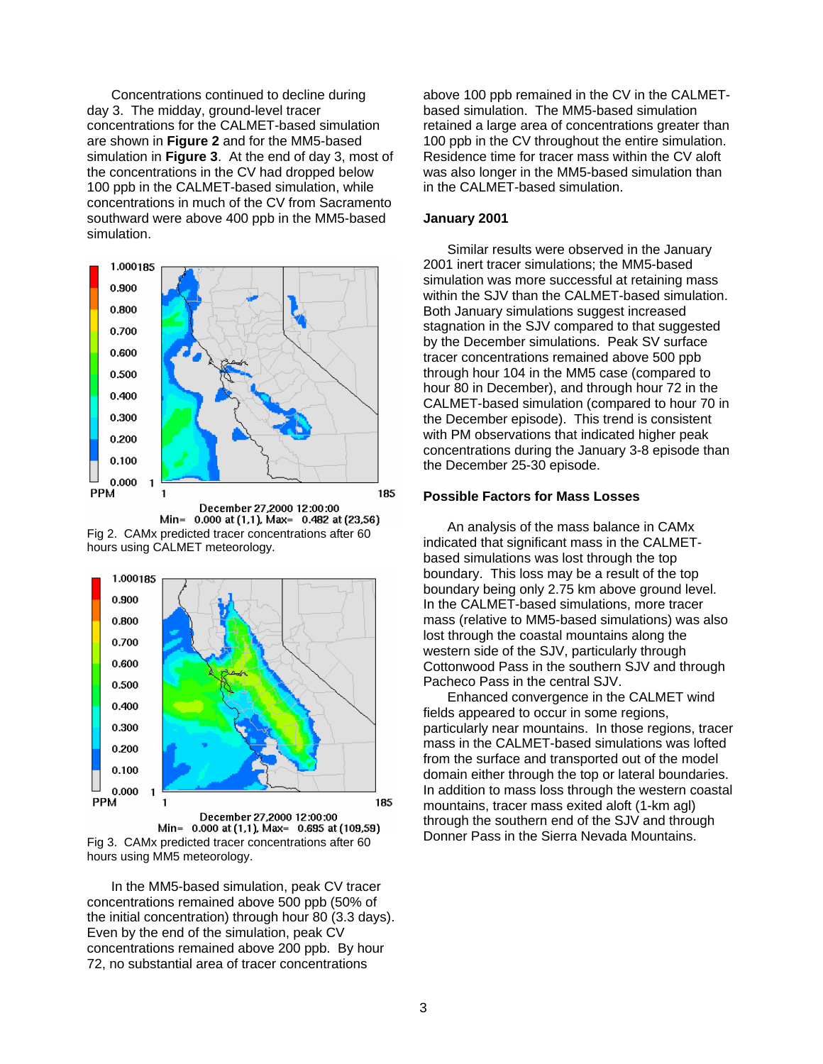Concentrations continued to decline during day 3. The midday, ground-level tracer concentrations for the CALMET-based simulation are shown in **Figure 2** and for the MM5-based simulation in **Figure 3**. At the end of day 3, most of the concentrations in the CV had dropped below 100 ppb in the CALMET-based simulation, while concentrations in much of the CV from Sacramento southward were above 400 ppb in the MM5-based simulation.

Fig 2. CAMx predicted tracer concentrations after 60 hours using CALMET meteorology.

Fig 3. CAMx predicted tracer concentrations after 60 hours using MM5 meteorology.

In the MM5-based simulation, peak CV tracer concentrations remained above 500 ppb (50% of the initial concentration) through hour 80 (3.3 days). Even by the end of the simulation, peak CV concentrations remained above 200 ppb. By hour 72, no substantial area of tracer concentrations above 100 ppb remained in the CV in the CALMET-based simulation. The MM5-based simulation retained a large area of concentrations greater than 100 ppb in the CV throughout the entire simulation. Residence time for tracer mass within the CV aloft was also longer in the MM5-based simulation than in the CALMET-based simulation.

### January 2001

Similar results were observed in the January 2001 inert tracer simulations; the MM5-based simulation was more successful at retaining mass within the SJV than the CALMET-based simulation. Both January simulations suggest increased stagnation in the SJV compared to that suggested by the December simulations. Peak SV surface tracer concentrations remained above 500 ppb through hour 104 in the MM5 case (compared to hour 80 in December), and through hour 72 in the CALMET-based simulation (compared to hour 70 in the December episode). This trend is consistent with PM observations that indicated higher peak concentrations during the January 3-8 episode than the December 25-30 episode.

### Possible Factors for Mass Losses

An analysis of the mass balance in CAMx indicated that significant mass in the CALMET-based simulations was lost through the top boundary. This loss may be a result of the top boundary being only 2.75 km above ground level. In the CALMET-based simulations, more tracer mass (relative to MM5-based simulations) was also lost through the coastal mountains along the western side of the SJV, particularly through Cottonwood Pass in the southern SJV and through Pacheco Pass in the central SJV.

Enhanced convergence in the CALMET wind fields appeared to occur in some regions, particularly near mountains. In those regions, tracer mass in the CALMET-based simulations was lofted from the surface and transported out of the model domain either through the top or lateral boundaries. In addition to mass loss through the western coastal mountains, tracer mass exited aloft (1-km agl) through the southern end of the SJV and through Donner Pass in the Sierra Nevada Mountains.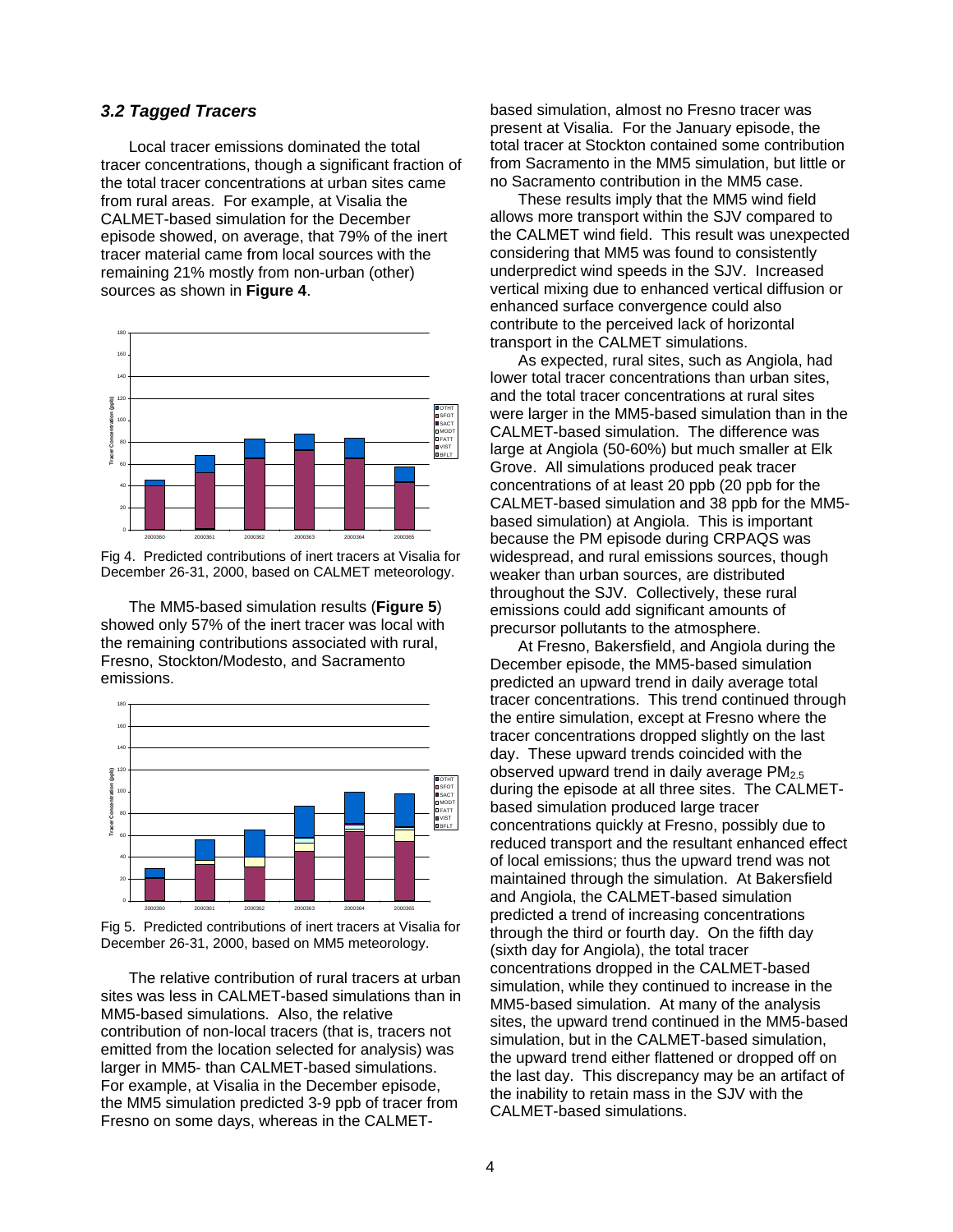### *3.2 Tagged Tracers*

Local tracer emissions dominated the total tracer concentrations, though a significant fraction of the total tracer concentrations at urban sites came from rural areas. For example, at Visalia the CALMET-based simulation for the December episode showed, on average, that 79% of the inert tracer material came from local sources with the remaining 21% mostly from non-urban (other) sources as shown in **Figure 4**.

Fig 4. Predicted contributions of inert tracers at Visalia for December 26-31, 2000, based on CALMET meteorology.

The MM5-based simulation results (**Figure 5**) showed only 57% of the inert tracer was local with the remaining contributions associated with rural, Fresno, Stockton/Modesto, and Sacramento emissions.

Fig 5. Predicted contributions of inert tracers at Visalia for December 26-31, 2000, based on MM5 meteorology.

The relative contribution of rural tracers at urban sites was less in CALMET-based simulations than in MM5-based simulations. Also, the relative contribution of non-local tracers (that is, tracers not emitted from the location selected for analysis) was larger in MM5- than CALMET-based simulations. For example, at Visalia in the December episode, the MM5 simulation predicted 3-9 ppb of tracer from Fresno on some days, whereas in the CALMET-based simulation, almost no Fresno tracer was present at Visalia. For the January episode, the total tracer at Stockton contained some contribution from Sacramento in the MM5 simulation, but little or no Sacramento contribution in the MM5 case.

These results imply that the MM5 wind field allows more transport within the SJV compared to the CALMET wind field. This result was unexpected considering that MM5 was found to consistently underpredict wind speeds in the SJV. Increased vertical mixing due to enhanced vertical diffusion or enhanced surface convergence could also contribute to the perceived lack of horizontal transport in the CALMET simulations.

As expected, rural sites, such as Angiola, had lower total tracer concentrations than urban sites, and the total tracer concentrations at rural sites were larger in the MM5-based simulation than in the CALMET-based simulation. The difference was large at Angiola (50-60%) but much smaller at Elk Grove. All simulations produced peak tracer concentrations of at least 20 ppb (20 ppb for the CALMET-based simulation and 38 ppb for the MM5-based simulation) at Angiola. This is important because the PM episode during CRPAQS was widespread, and rural emissions sources, though weaker than urban sources, are distributed throughout the SJV. Collectively, these rural emissions could add significant amounts of precursor pollutants to the atmosphere.

At Fresno, Bakersfield, and Angiola during the December episode, the MM5-based simulation predicted an upward trend in daily average total tracer concentrations. This trend continued through the entire simulation, except at Fresno where the tracer concentrations dropped slightly on the last day. These upward trends coincided with the observed upward trend in daily average $PM_{2.5}$ during the episode at all three sites. The CALMET-based simulation produced large tracer concentrations quickly at Fresno, possibly due to reduced transport and the resultant enhanced effect of local emissions; thus the upward trend was not maintained through the simulation. At Bakersfield and Angiola, the CALMET-based simulation predicted a trend of increasing concentrations through the third or fourth day. On the fifth day (sixth day for Angiola), the total tracer concentrations dropped in the CALMET-based simulation, while they continued to increase in the MM5-based simulation. At many of the analysis sites, the upward trend continued in the MM5-based simulation, but in the CALMET-based simulation, the upward trend either flattened or dropped off on the last day. This discrepancy may be an artifact of the inability to retain mass in the SJV with the CALMET-based simulations.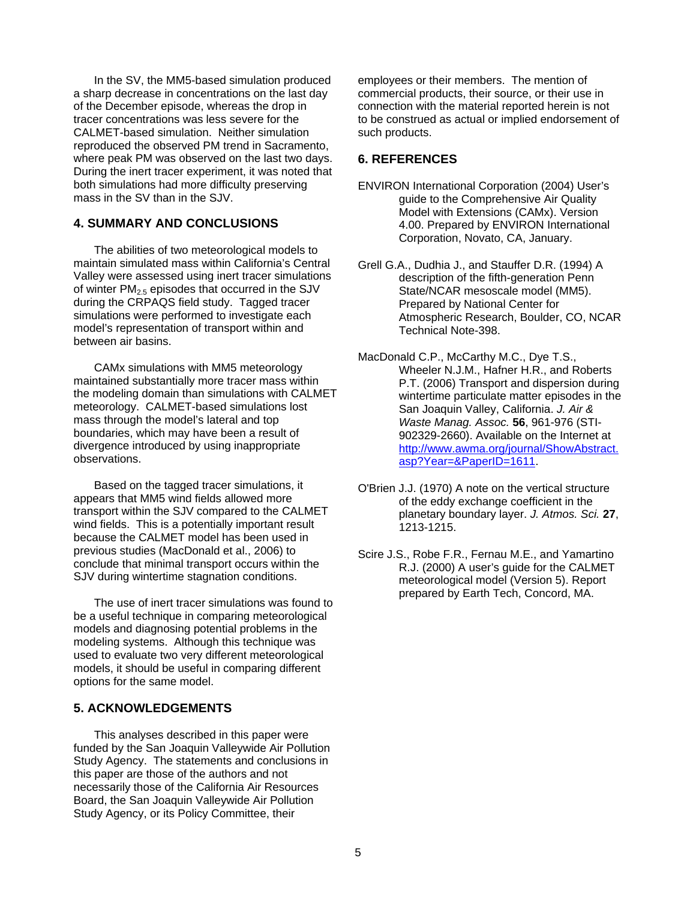In the SV, the MM5-based simulation produced a sharp decrease in concentrations on the last day of the December episode, whereas the drop in tracer concentrations was less severe for the CALMET-based simulation. Neither simulation reproduced the observed PM trend in Sacramento, where peak PM was observed on the last two days. During the inert tracer experiment, it was noted that both simulations had more difficulty preserving mass in the SV than in the SJV.

## 4. SUMMARY AND CONCLUSIONS

The abilities of two meteorological models to maintain simulated mass within California's Central Valley were assessed using inert tracer simulations of winter $PM_{2.5}$ episodes that occurred in the SJV during the CRPAQS field study. Tagged tracer simulations were performed to investigate each model's representation of transport within and between air basins.

CAMx simulations with MM5 meteorology maintained substantially more tracer mass within the modeling domain than simulations with CALMET meteorology. CALMET-based simulations lost mass through the model's lateral and top boundaries, which may have been a result of divergence introduced by using inappropriate observations.

Based on the tagged tracer simulations, it appears that MM5 wind fields allowed more transport within the SJV compared to the CALMET wind fields. This is a potentially important result because the CALMET model has been used in previous studies (MacDonald et al., 2006) to conclude that minimal transport occurs within the SJV during wintertime stagnation conditions.

The use of inert tracer simulations was found to be a useful technique in comparing meteorological models and diagnosing potential problems in the modeling systems. Although this technique was used to evaluate two very different meteorological models, it should be useful in comparing different options for the same model.

## 5. ACKNOWLEDGEMENTS

This analyses described in this paper were funded by the San Joaquin Valleywide Air Pollution Study Agency. The statements and conclusions in this paper are those of the authors and not necessarily those of the California Air Resources Board, the San Joaquin Valleywide Air Pollution Study Agency, or its Policy Committee, their employees or their members. The mention of commercial products, their source, or their use in connection with the material reported herein is not to be construed as actual or implied endorsement of such products.

## 6. REFERENCES

ENVIRON International Corporation (2004) User's guide to the Comprehensive Air Quality Model with Extensions (CAMx). Version 4.00. Prepared by ENVIRON International Corporation, Novato, CA, January.

Grell G.A., Dudhia J., and Stauffer D.R. (1994) A description of the fifth-generation Penn State/NCAR mesoscale model (MM5). Prepared by National Center for Atmospheric Research, Boulder, CO, NCAR Technical Note-398.

MacDonald C.P., McCarthy M.C., Dye T.S., Wheeler N.J.M., Hafner H.R., and Roberts P.T. (2006) Transport and dispersion during wintertime particulate matter episodes in the San Joaquin Valley, California. *J. Air & Waste Manag. Assoc.* **56**, 961-976 (STI-902329-2660). Available on the Internet at http://www.awma.org/journal/ShowAbstract.asp?Year=&PaperID=1611.

O'Brien J.J. (1970) A note on the vertical structure of the eddy exchange coefficient in the planetary boundary layer. *J. Atmos. Sci.* **27**, 1213-1215.

Scire J.S., Robe F.R., Fernau M.E., and Yamartino R.J. (2000) A user's guide for the CALMET meteorological model (Version 5). Report prepared by Earth Tech, Concord, MA.